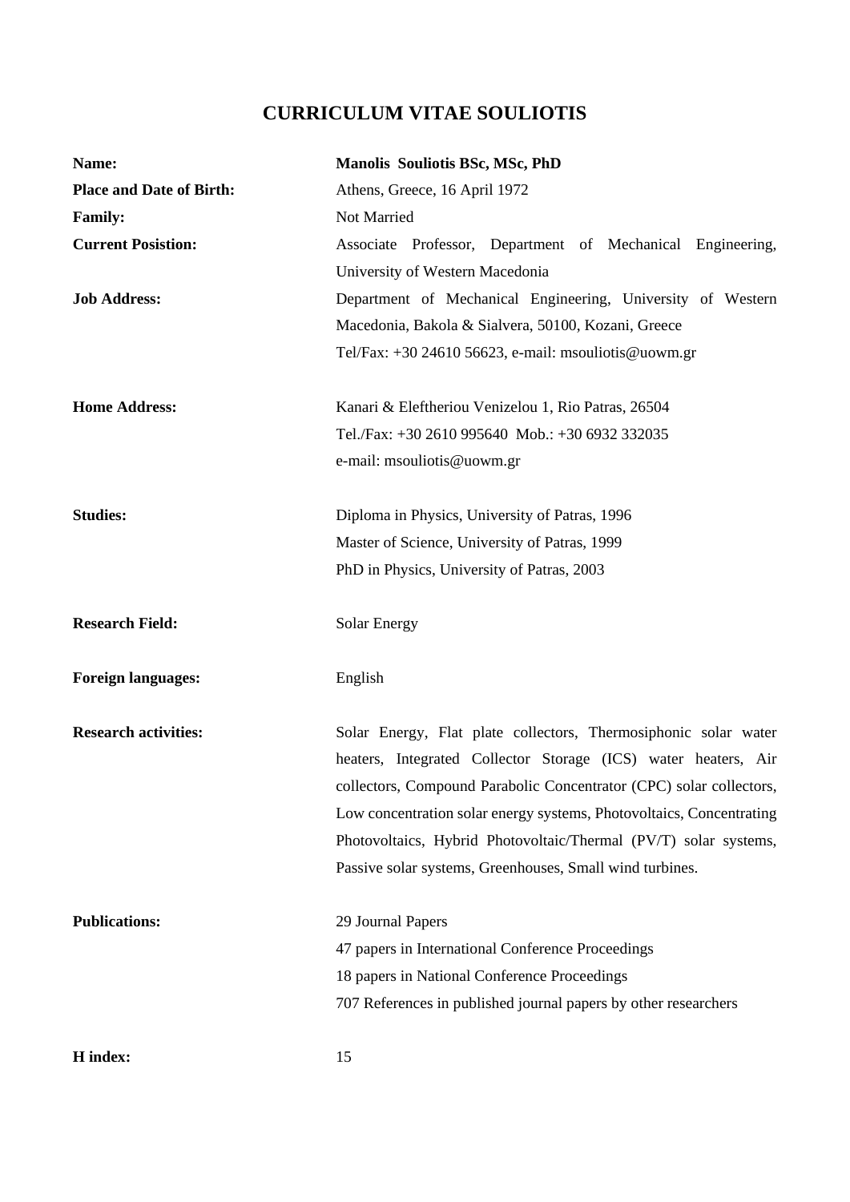# CURRICULUM VITAE SOULIOTIS

| | |
|---|---|
| **Name:** | **Manolis Souliotis BSc, MSc, PhD** |
| **Place and Date of Birth:** | Athens, Greece, 16 April 1972 |
| **Family:** | Not Married |
| **Current Posistion:** | Associate Professor, Department of Mechanical Engineering, University of Western Macedonia |
| **Job Address:** | Department of Mechanical Engineering, University of Western Macedonia, Bakola & Sialvera, 50100, Kozani, Greece<br>Tel/Fax: +30 24610 56623, e-mail: msouliotis@uowm.gr |
| **Home Address:** | Kanari & Eleftheriou Venizelou 1, Rio Patras, 26504<br>Tel./Fax: +30 2610 995640 Mob.: +30 6932 332035<br>e-mail: msouliotis@uowm.gr |
| **Studies:** | Diploma in Physics, University of Patras, 1996<br>Master of Science, University of Patras, 1999<br>PhD in Physics, University of Patras, 2003 |
| **Research Field:** | Solar Energy |
| **Foreign languages:** | English |
| **Research activities:** | Solar Energy, Flat plate collectors, Thermosiphonic solar water heaters, Integrated Collector Storage (ICS) water heaters, Air collectors, Compound Parabolic Concentrator (CPC) solar collectors, Low concentration solar energy systems, Photovoltaics, Concentrating Photovoltaics, Hybrid Photovoltaic/Thermal (PV/T) solar systems, Passive solar systems, Greenhouses, Small wind turbines. |
| **Publications:** | 29 Journal Papers<br>47 papers in International Conference Proceedings<br>18 papers in National Conference Proceedings<br>707 References in published journal papers by other researchers |
| **H index:** | 15 |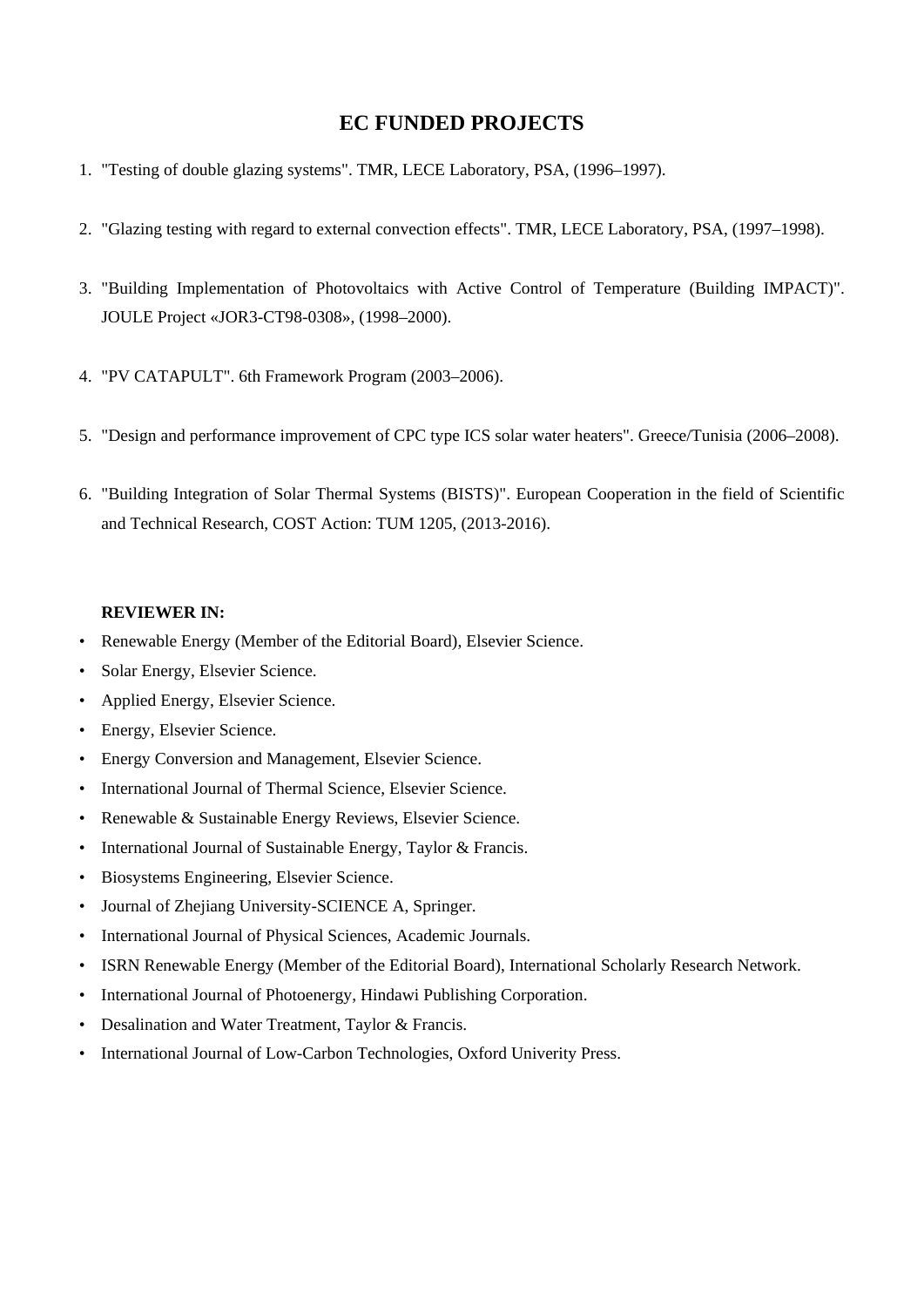## EC FUNDED PROJECTS

1. "Testing of double glazing systems". TMR, LECE Laboratory, PSA, (1996–1997).

2. "Glazing testing with regard to external convection effects". TMR, LECE Laboratory, PSA, (1997–1998).

3. "Building Implementation of Photovoltaics with Active Control of Temperature (Building IMPACT)". JOULE Project «JOR3-CT98-0308», (1998–2000).

4. "PV CATAPULT". 6th Framework Program (2003–2006).

5. "Design and performance improvement of CPC type ICS solar water heaters". Greece/Tunisia (2006–2008).

6. "Building Integration of Solar Thermal Systems (BISTS)". European Cooperation in the field of Scientific and Technical Research, COST Action: TUM 1205, (2013-2016).

**REVIEWER IN:**

- Renewable Energy (Member of the Editorial Board), Elsevier Science.
- Solar Energy, Elsevier Science.
- Applied Energy, Elsevier Science.
- Energy, Elsevier Science.
- Energy Conversion and Management, Elsevier Science.
- International Journal of Thermal Science, Elsevier Science.
- Renewable & Sustainable Energy Reviews, Elsevier Science.
- International Journal of Sustainable Energy, Taylor & Francis.
- Biosystems Engineering, Elsevier Science.
- Journal of Zhejiang University-SCIENCE A, Springer.
- International Journal of Physical Sciences, Academic Journals.
- ISRN Renewable Energy (Member of the Editorial Board), International Scholarly Research Network.
- International Journal of Photoenergy, Hindawi Publishing Corporation.
- Desalination and Water Treatment, Taylor & Francis.
- International Journal of Low-Carbon Technologies, Oxford Univerity Press.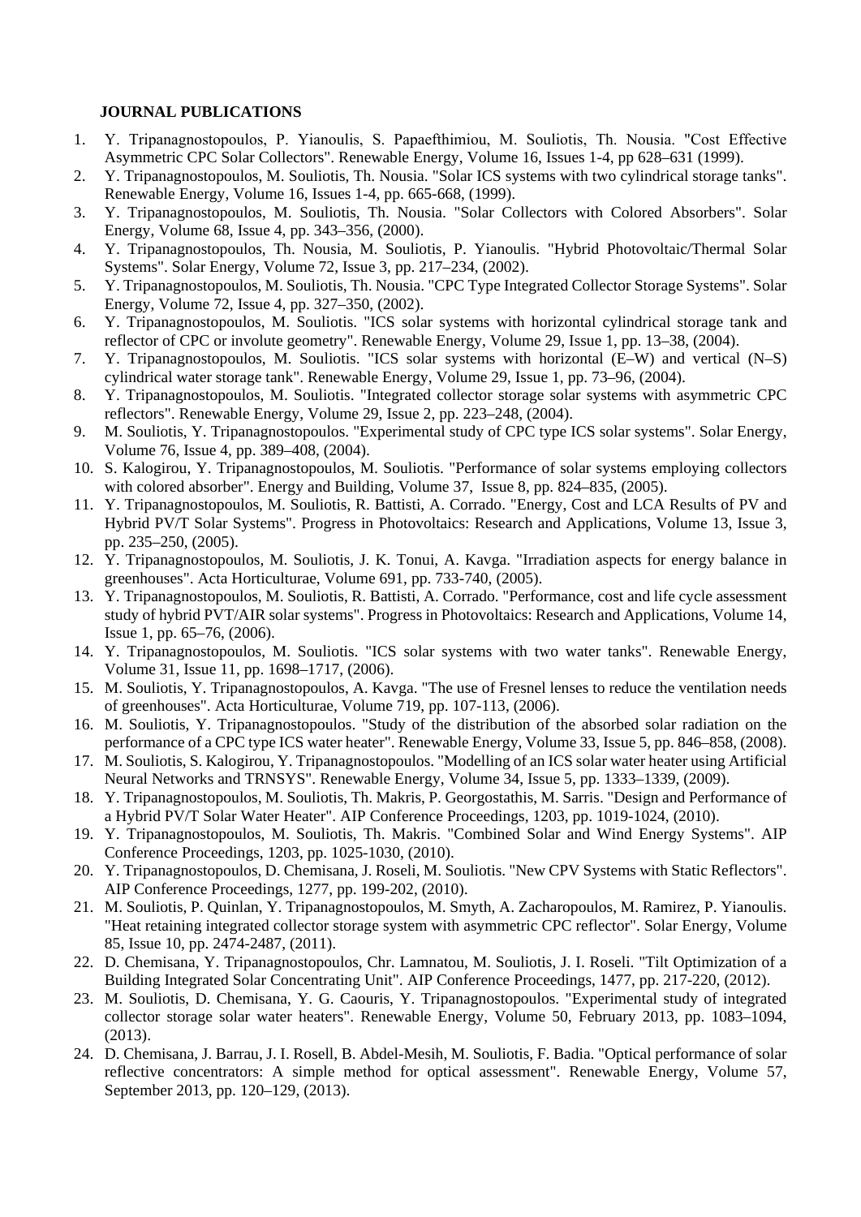**JOURNAL PUBLICATIONS**

1. Y. Tripanagnostopoulos, P. Yianoulis, S. Papaefthimiou, M. Souliotis, Th. Nousia. "Cost Effective Asymmetric CPC Solar Collectors". Renewable Energy, Volume 16, Issues 1-4, pp 628–631 (1999).
2. Y. Tripanagnostopoulos, M. Souliotis, Th. Nousia. "Solar ICS systems with two cylindrical storage tanks". Renewable Energy, Volume 16, Issues 1-4, pp. 665-668, (1999).
3. Y. Tripanagnostopoulos, M. Souliotis, Th. Nousia. "Solar Collectors with Colored Absorbers". Solar Energy, Volume 68, Issue 4, pp. 343–356, (2000).
4. Y. Tripanagnostopoulos, Th. Nousia, M. Souliotis, P. Yianoulis. "Hybrid Photovoltaic/Thermal Solar Systems". Solar Energy, Volume 72, Issue 3, pp. 217–234, (2002).
5. Y. Tripanagnostopoulos, M. Souliotis, Th. Nousia. "CPC Type Integrated Collector Storage Systems". Solar Energy, Volume 72, Issue 4, pp. 327–350, (2002).
6. Y. Tripanagnostopoulos, M. Souliotis. "ICS solar systems with horizontal cylindrical storage tank and reflector of CPC or involute geometry". Renewable Energy, Volume 29, Issue 1, pp. 13–38, (2004).
7. Y. Tripanagnostopoulos, M. Souliotis. "ICS solar systems with horizontal (E–W) and vertical (N–S) cylindrical water storage tank". Renewable Energy, Volume 29, Issue 1, pp. 73–96, (2004).
8. Y. Tripanagnostopoulos, M. Souliotis. "Integrated collector storage solar systems with asymmetric CPC reflectors". Renewable Energy, Volume 29, Issue 2, pp. 223–248, (2004).
9. M. Souliotis, Y. Tripanagnostopoulos. "Experimental study of CPC type ICS solar systems". Solar Energy, Volume 76, Issue 4, pp. 389–408, (2004).
10. S. Kalogirou, Y. Tripanagnostopoulos, M. Souliotis. "Performance of solar systems employing collectors with colored absorber". Energy and Building, Volume 37, Issue 8, pp. 824–835, (2005).
11. Y. Tripanagnostopoulos, M. Souliotis, R. Battisti, A. Corrado. "Energy, Cost and LCA Results of PV and Hybrid PV/T Solar Systems". Progress in Photovoltaics: Research and Applications, Volume 13, Issue 3, pp. 235–250, (2005).
12. Y. Tripanagnostopoulos, M. Souliotis, J. K. Tonui, A. Kavga. "Irradiation aspects for energy balance in greenhouses". Acta Horticulturae, Volume 691, pp. 733-740, (2005).
13. Y. Tripanagnostopoulos, M. Souliotis, R. Battisti, A. Corrado. "Performance, cost and life cycle assessment study of hybrid PVT/AIR solar systems". Progress in Photovoltaics: Research and Applications, Volume 14, Issue 1, pp. 65–76, (2006).
14. Y. Tripanagnostopoulos, M. Souliotis. "ICS solar systems with two water tanks". Renewable Energy, Volume 31, Issue 11, pp. 1698–1717, (2006).
15. M. Souliotis, Y. Tripanagnostopoulos, A. Kavga. "The use of Fresnel lenses to reduce the ventilation needs of greenhouses". Acta Horticulturae, Volume 719, pp. 107-113, (2006).
16. M. Souliotis, Y. Tripanagnostopoulos. "Study of the distribution of the absorbed solar radiation on the performance of a CPC type ICS water heater". Renewable Energy, Volume 33, Issue 5, pp. 846–858, (2008).
17. M. Souliotis, S. Kalogirou, Y. Tripanagnostopoulos. "Modelling of an ICS solar water heater using Artificial Neural Networks and TRNSYS". Renewable Energy, Volume 34, Issue 5, pp. 1333–1339, (2009).
18. Y. Tripanagnostopoulos, M. Souliotis, Th. Makris, P. Georgostathis, M. Sarris. "Design and Performance of a Hybrid PV/T Solar Water Heater". AIP Conference Proceedings, 1203, pp. 1019-1024, (2010).
19. Y. Tripanagnostopoulos, M. Souliotis, Th. Makris. "Combined Solar and Wind Energy Systems". AIP Conference Proceedings, 1203, pp. 1025-1030, (2010).
20. Y. Tripanagnostopoulos, D. Chemisana, J. Roseli, M. Souliotis. "New CPV Systems with Static Reflectors". AIP Conference Proceedings, 1277, pp. 199-202, (2010).
21. M. Souliotis, P. Quinlan, Y. Tripanagnostopoulos, M. Smyth, A. Zacharopoulos, M. Ramirez, P. Yianoulis. "Heat retaining integrated collector storage system with asymmetric CPC reflector". Solar Energy, Volume 85, Issue 10, pp. 2474-2487, (2011).
22. D. Chemisana, Y. Tripanagnostopoulos, Chr. Lamnatou, M. Souliotis, J. I. Roseli. "Tilt Optimization of a Building Integrated Solar Concentrating Unit". AIP Conference Proceedings, 1477, pp. 217-220, (2012).
23. M. Souliotis, D. Chemisana, Y. G. Caouris, Y. Tripanagnostopoulos. "Experimental study of integrated collector storage solar water heaters". Renewable Energy, Volume 50, February 2013, pp. 1083–1094, (2013).
24. D. Chemisana, J. Barrau, J. I. Rosell, B. Abdel-Mesih, M. Souliotis, F. Badia. "Optical performance of solar reflective concentrators: A simple method for optical assessment". Renewable Energy, Volume 57, September 2013, pp. 120–129, (2013).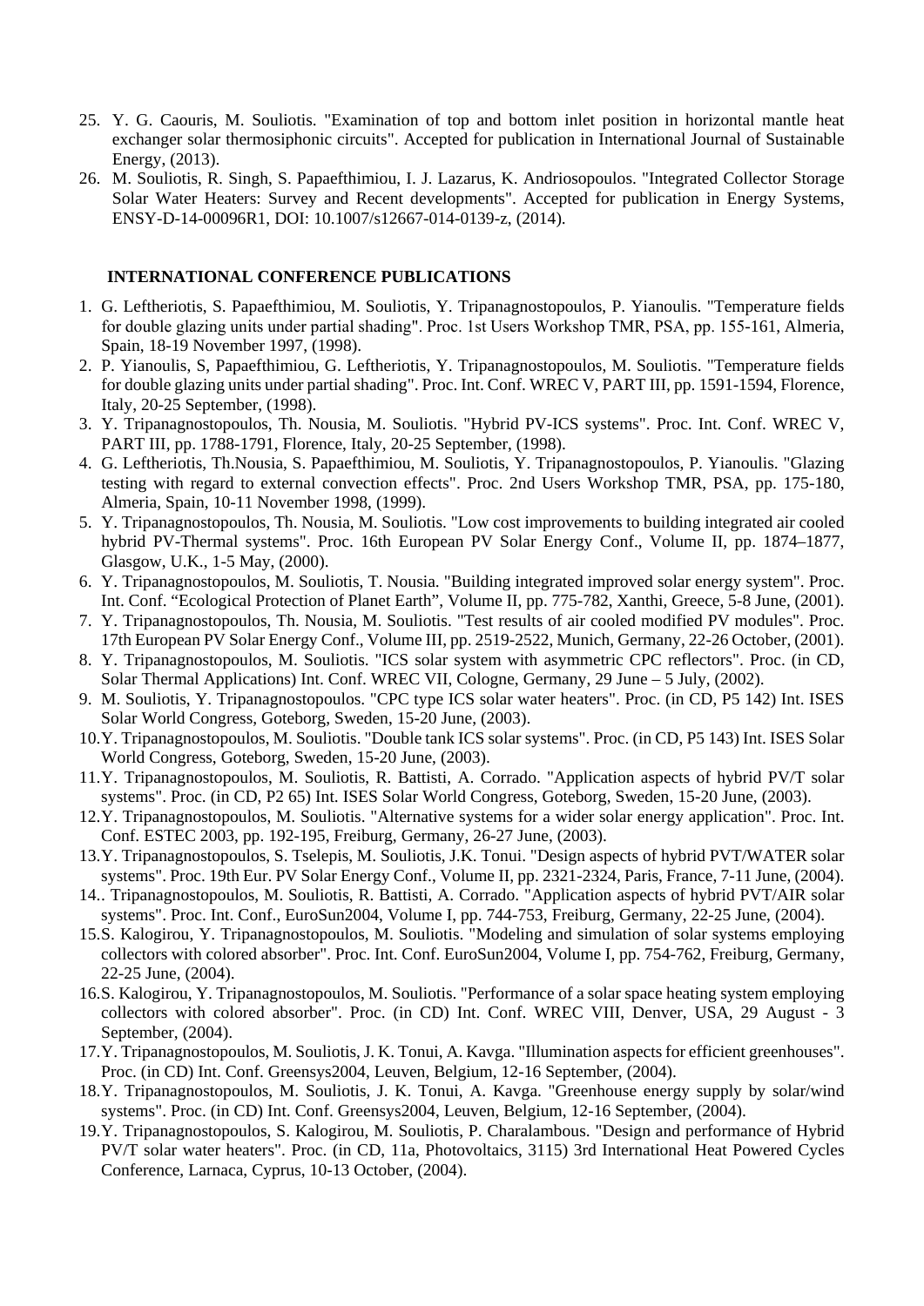25. Y. G. Caouris, M. Souliotis. "Examination of top and bottom inlet position in horizontal mantle heat exchanger solar thermosiphonic circuits". Accepted for publication in International Journal of Sustainable Energy, (2013).
26. M. Souliotis, R. Singh, S. Papaefthimiou, I. J. Lazarus, K. Andriosopoulos. "Integrated Collector Storage Solar Water Heaters: Survey and Recent developments". Accepted for publication in Energy Systems, ENSY-D-14-00096R1, DOI: 10.1007/s12667-014-0139-z, (2014).

## INTERNATIONAL CONFERENCE PUBLICATIONS

1. G. Leftheriotis, S. Papaefthimiou, M. Souliotis, Y. Tripanagnostopoulos, P. Yianoulis. "Temperature fields for double glazing units under partial shading". Proc. 1st Users Workshop TMR, PSA, pp. 155-161, Almeria, Spain, 18-19 November 1997, (1998).
2. P. Yianoulis, S, Papaefthimiou, G. Leftheriotis, Y. Tripanagnostopoulos, M. Souliotis. "Temperature fields for double glazing units under partial shading". Proc. Int. Conf. WREC V, PART III, pp. 1591-1594, Florence, Italy, 20-25 September, (1998).
3. Y. Tripanagnostopoulos, Th. Nousia, M. Souliotis. "Hybrid PV-ICS systems". Proc. Int. Conf. WREC V, PART III, pp. 1788-1791, Florence, Italy, 20-25 September, (1998).
4. G. Leftheriotis, Th.Nousia, S. Papaefthimiou, M. Souliotis, Y. Tripanagnostopoulos, P. Yianoulis. "Glazing testing with regard to external convection effects". Proc. 2nd Users Workshop TMR, PSA, pp. 175-180, Almeria, Spain, 10-11 November 1998, (1999).
5. Y. Tripanagnostopoulos, Th. Nousia, M. Souliotis. "Low cost improvements to building integrated air cooled hybrid PV-Thermal systems". Proc. 16th European PV Solar Energy Conf., Volume II, pp. 1874–1877, Glasgow, U.K., 1-5 May, (2000).
6. Y. Tripanagnostopoulos, M. Souliotis, T. Nousia. "Building integrated improved solar energy system". Proc. Int. Conf. "Ecological Protection of Planet Earth", Volume II, pp. 775-782, Xanthi, Greece, 5-8 June, (2001).
7. Y. Tripanagnostopoulos, Th. Nousia, M. Souliotis. "Test results of air cooled modified PV modules". Proc. 17th European PV Solar Energy Conf., Volume III, pp. 2519-2522, Munich, Germany, 22-26 October, (2001).
8. Y. Tripanagnostopoulos, M. Souliotis. "ICS solar system with asymmetric CPC reflectors". Proc. (in CD, Solar Thermal Applications) Int. Conf. WREC VII, Cologne, Germany, 29 June – 5 July, (2002).
9. M. Souliotis, Y. Tripanagnostopoulos. "CPC type ICS solar water heaters". Proc. (in CD, P5 142) Int. ISES Solar World Congress, Goteborg, Sweden, 15-20 June, (2003).
10. Y. Tripanagnostopoulos, M. Souliotis. "Double tank ICS solar systems". Proc. (in CD, P5 143) Int. ISES Solar World Congress, Goteborg, Sweden, 15-20 June, (2003).
11. Y. Tripanagnostopoulos, M. Souliotis, R. Battisti, A. Corrado. "Application aspects of hybrid PV/T solar systems". Proc. (in CD, P2 65) Int. ISES Solar World Congress, Goteborg, Sweden, 15-20 June, (2003).
12. Y. Tripanagnostopoulos, M. Souliotis. "Alternative systems for a wider solar energy application". Proc. Int. Conf. ESTEC 2003, pp. 192-195, Freiburg, Germany, 26-27 June, (2003).
13. Y. Tripanagnostopoulos, S. Tselepis, M. Souliotis, J.K. Tonui. "Design aspects of hybrid PVT/WATER solar systems". Proc. 19th Eur. PV Solar Energy Conf., Volume II, pp. 2321-2324, Paris, France, 7-11 June, (2004).
14. . Tripanagnostopoulos, M. Souliotis, R. Battisti, A. Corrado. "Application aspects of hybrid PVT/AIR solar systems". Proc. Int. Conf., EuroSun2004, Volume I, pp. 744-753, Freiburg, Germany, 22-25 June, (2004).
15. S. Kalogirou, Y. Tripanagnostopoulos, M. Souliotis. "Modeling and simulation of solar systems employing collectors with colored absorber". Proc. Int. Conf. EuroSun2004, Volume I, pp. 754-762, Freiburg, Germany, 22-25 June, (2004).
16. S. Kalogirou, Y. Tripanagnostopoulos, M. Souliotis. "Performance of a solar space heating system employing collectors with colored absorber". Proc. (in CD) Int. Conf. WREC VIII, Denver, USA, 29 August - 3 September, (2004).
17. Y. Tripanagnostopoulos, M. Souliotis, J. K. Tonui, A. Kavga. "Illumination aspects for efficient greenhouses". Proc. (in CD) Int. Conf. Greensys2004, Leuven, Belgium, 12-16 September, (2004).
18. Y. Tripanagnostopoulos, M. Souliotis, J. K. Tonui, A. Kavga. "Greenhouse energy supply by solar/wind systems". Proc. (in CD) Int. Conf. Greensys2004, Leuven, Belgium, 12-16 September, (2004).
19. Y. Tripanagnostopoulos, S. Kalogirou, M. Souliotis, P. Charalambous. "Design and performance of Hybrid PV/T solar water heaters". Proc. (in CD, 11a, Photovoltaics, 3115) 3rd International Heat Powered Cycles Conference, Larnaca, Cyprus, 10-13 October, (2004).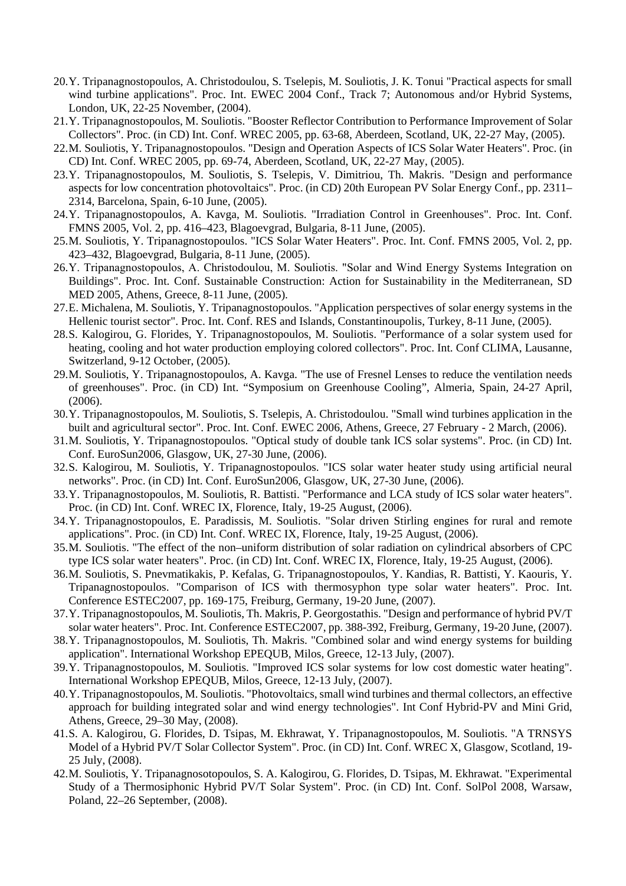20. Y. Tripanagnostopoulos, A. Christodoulou, S. Tselepis, M. Souliotis, J. K. Tonui "Practical aspects for small wind turbine applications". Proc. Int. EWEC 2004 Conf., Track 7; Autonomous and/or Hybrid Systems, London, UK, 22-25 November, (2004).
21. Y. Tripanagnostopoulos, M. Souliotis. "Booster Reflector Contribution to Performance Improvement of Solar Collectors". Proc. (in CD) Int. Conf. WREC 2005, pp. 63-68, Aberdeen, Scotland, UK, 22-27 May, (2005).
22. M. Souliotis, Y. Tripanagnostopoulos. "Design and Operation Aspects of ICS Solar Water Heaters". Proc. (in CD) Int. Conf. WREC 2005, pp. 69-74, Aberdeen, Scotland, UK, 22-27 May, (2005).
23. Y. Tripanagnostopoulos, M. Souliotis, S. Tselepis, V. Dimitriou, Th. Makris. "Design and performance aspects for low concentration photovoltaics". Proc. (in CD) 20th European PV Solar Energy Conf., pp. 2311–2314, Barcelona, Spain, 6-10 June, (2005).
24. Y. Tripanagnostopoulos, A. Kavga, M. Souliotis. "Irradiation Control in Greenhouses". Proc. Int. Conf. FMNS 2005, Vol. 2, pp. 416–423, Blagoevgrad, Bulgaria, 8-11 June, (2005).
25. M. Souliotis, Y. Tripanagnostopoulos. "ICS Solar Water Heaters". Proc. Int. Conf. FMNS 2005, Vol. 2, pp. 423–432, Blagoevgrad, Bulgaria, 8-11 June, (2005).
26. Y. Tripanagnostopoulos, A. Christodoulou, M. Souliotis. "Solar and Wind Energy Systems Integration on Buildings". Proc. Int. Conf. Sustainable Construction: Action for Sustainability in the Mediterranean, SD MED 2005, Athens, Greece, 8-11 June, (2005).
27. E. Michalena, M. Souliotis, Y. Tripanagnostopoulos. "Application perspectives of solar energy systems in the Hellenic tourist sector". Proc. Int. Conf. RES and Islands, Constantinoupolis, Turkey, 8-11 June, (2005).
28. S. Kalogirou, G. Florides, Y. Tripanagnostopoulos, M. Souliotis. "Performance of a solar system used for heating, cooling and hot water production employing colored collectors". Proc. Int. Conf CLIMA, Lausanne, Switzerland, 9-12 October, (2005).
29. M. Souliotis, Y. Tripanagnostopoulos, A. Kavga. "The use of Fresnel Lenses to reduce the ventilation needs of greenhouses". Proc. (in CD) Int. "Symposium on Greenhouse Cooling", Almeria, Spain, 24-27 April, (2006).
30. Y. Tripanagnostopoulos, M. Souliotis, S. Tselepis, A. Christodoulou. "Small wind turbines application in the built and agricultural sector". Proc. Int. Conf. EWEC 2006, Athens, Greece, 27 February - 2 March, (2006).
31. M. Souliotis, Y. Tripanagnostopoulos. "Optical study of double tank ICS solar systems". Proc. (in CD) Int. Conf. EuroSun2006, Glasgow, UK, 27-30 June, (2006).
32. S. Kalogirou, M. Souliotis, Y. Tripanagnostopoulos. "ICS solar water heater study using artificial neural networks". Proc. (in CD) Int. Conf. EuroSun2006, Glasgow, UK, 27-30 June, (2006).
33. Y. Tripanagnostopoulos, M. Souliotis, R. Battisti. "Performance and LCA study of ICS solar water heaters". Proc. (in CD) Int. Conf. WREC IX, Florence, Italy, 19-25 August, (2006).
34. Y. Tripanagnostopoulos, E. Paradissis, M. Souliotis. "Solar driven Stirling engines for rural and remote applications". Proc. (in CD) Int. Conf. WREC IX, Florence, Italy, 19-25 August, (2006).
35. M. Souliotis. "The effect of the non–uniform distribution of solar radiation on cylindrical absorbers of CPC type ICS solar water heaters". Proc. (in CD) Int. Conf. WREC IX, Florence, Italy, 19-25 August, (2006).
36. M. Souliotis, S. Pnevmatikakis, P. Kefalas, G. Tripanagnostopoulos, Y. Kandias, R. Battisti, Y. Kaouris, Y. Tripanagnostopoulos. "Comparison of ICS with thermosyphon type solar water heaters". Proc. Int. Conference ESTEC2007, pp. 169-175, Freiburg, Germany, 19-20 June, (2007).
37. Y. Tripanagnostopoulos, M. Souliotis, Th. Makris, P. Georgostathis. "Design and performance of hybrid PV/T solar water heaters". Proc. Int. Conference ESTEC2007, pp. 388-392, Freiburg, Germany, 19-20 June, (2007).
38. Y. Tripanagnostopoulos, M. Souliotis, Th. Makris. "Combined solar and wind energy systems for building application". International Workshop EPEQUB, Milos, Greece, 12-13 July, (2007).
39. Y. Tripanagnostopoulos, M. Souliotis. "Improved ICS solar systems for low cost domestic water heating". International Workshop EPEQUB, Milos, Greece, 12-13 July, (2007).
40. Y. Tripanagnostopoulos, M. Souliotis. "Photovoltaics, small wind turbines and thermal collectors, an effective approach for building integrated solar and wind energy technologies". Int Conf Hybrid-PV and Mini Grid, Athens, Greece, 29–30 May, (2008).
41. S. A. Kalogirou, G. Florides, D. Tsipas, M. Ekhrawat, Y. Tripanagnostopoulos, M. Souliotis. "A TRNSYS Model of a Hybrid PV/T Solar Collector System". Proc. (in CD) Int. Conf. WREC X, Glasgow, Scotland, 19-25 July, (2008).
42. M. Souliotis, Y. Tripanagnosotopoulos, S. A. Kalogirou, G. Florides, D. Tsipas, M. Ekhrawat. "Experimental Study of a Thermosiphonic Hybrid PV/T Solar System". Proc. (in CD) Int. Conf. SolPol 2008, Warsaw, Poland, 22–26 September, (2008).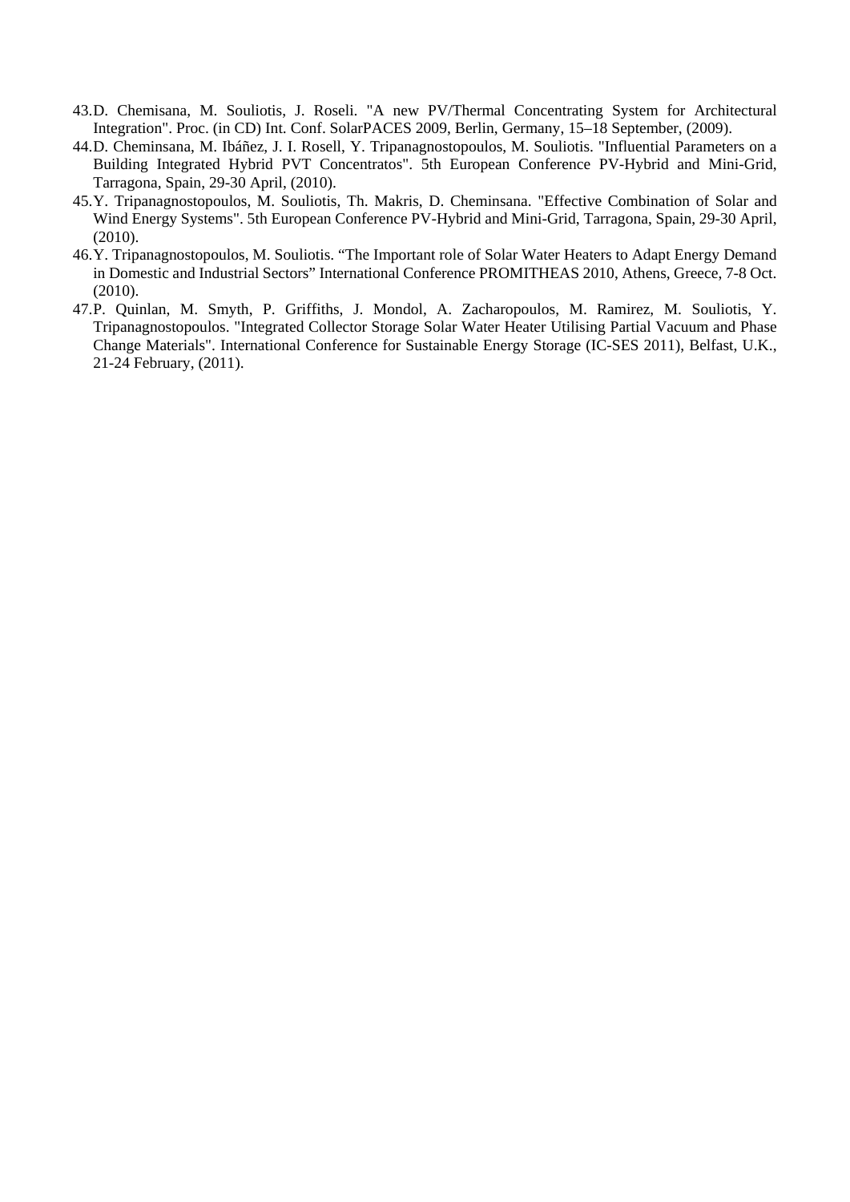43. D. Chemisana, M. Souliotis, J. Roseli. "A new PV/Thermal Concentrating System for Architectural Integration". Proc. (in CD) Int. Conf. SolarPACES 2009, Berlin, Germany, 15–18 September, (2009).
44. D. Cheminsana, M. Ibáñez, J. I. Rosell, Y. Tripanagnostopoulos, M. Souliotis. "Influential Parameters on a Building Integrated Hybrid PVT Concentratos". 5th European Conference PV-Hybrid and Mini-Grid, Tarragona, Spain, 29-30 April, (2010).
45. Y. Tripanagnostopoulos, M. Souliotis, Th. Makris, D. Cheminsana. "Effective Combination of Solar and Wind Energy Systems". 5th European Conference PV-Hybrid and Mini-Grid, Tarragona, Spain, 29-30 April, (2010).
46. Y. Tripanagnostopoulos, M. Souliotis. "The Important role of Solar Water Heaters to Adapt Energy Demand in Domestic and Industrial Sectors" International Conference PROMITHEAS 2010, Athens, Greece, 7-8 Oct. (2010).
47. P. Quinlan, M. Smyth, P. Griffiths, J. Mondol, A. Zacharopoulos, M. Ramirez, M. Souliotis, Y. Tripanagnostopoulos. "Integrated Collector Storage Solar Water Heater Utilising Partial Vacuum and Phase Change Materials". International Conference for Sustainable Energy Storage (IC-SES 2011), Belfast, U.K., 21-24 February, (2011).